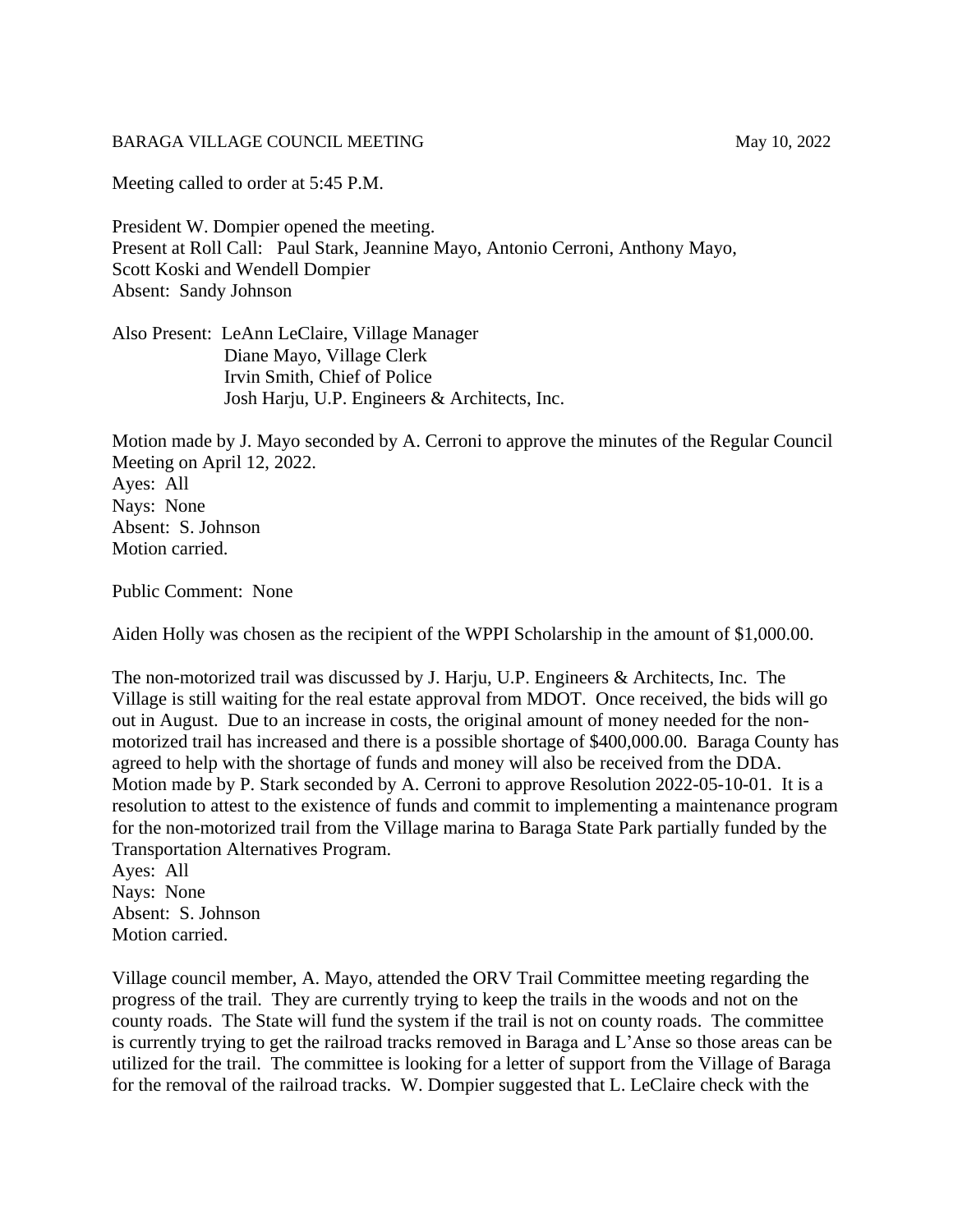BARAGA VILLAGE COUNCIL MEETING May 10, 2022

Meeting called to order at 5:45 P.M.

President W. Dompier opened the meeting.
Present at Roll Call: Paul Stark, Jeannine Mayo, Antonio Cerroni, Anthony Mayo, Scott Koski and Wendell Dompier
Absent: Sandy Johnson

Also Present: LeAnn LeClaire, Village Manager
Diane Mayo, Village Clerk
Irvin Smith, Chief of Police
Josh Harju, U.P. Engineers & Architects, Inc.

Motion made by J. Mayo seconded by A. Cerroni to approve the minutes of the Regular Council Meeting on April 12, 2022.
Ayes: All
Nays: None
Absent: S. Johnson
Motion carried.

Public Comment: None

Aiden Holly was chosen as the recipient of the WPPI Scholarship in the amount of $1,000.00.

The non-motorized trail was discussed by J. Harju, U.P. Engineers & Architects, Inc. The Village is still waiting for the real estate approval from MDOT. Once received, the bids will go out in August. Due to an increase in costs, the original amount of money needed for the non-motorized trail has increased and there is a possible shortage of $400,000.00. Baraga County has agreed to help with the shortage of funds and money will also be received from the DDA. Motion made by P. Stark seconded by A. Cerroni to approve Resolution 2022-05-10-01. It is a resolution to attest to the existence of funds and commit to implementing a maintenance program for the non-motorized trail from the Village marina to Baraga State Park partially funded by the Transportation Alternatives Program.
Ayes: All
Nays: None
Absent: S. Johnson
Motion carried.

Village council member, A. Mayo, attended the ORV Trail Committee meeting regarding the progress of the trail. They are currently trying to keep the trails in the woods and not on the county roads. The State will fund the system if the trail is not on county roads. The committee is currently trying to get the railroad tracks removed in Baraga and L'Anse so those areas can be utilized for the trail. The committee is looking for a letter of support from the Village of Baraga for the removal of the railroad tracks. W. Dompier suggested that L. LeClaire check with the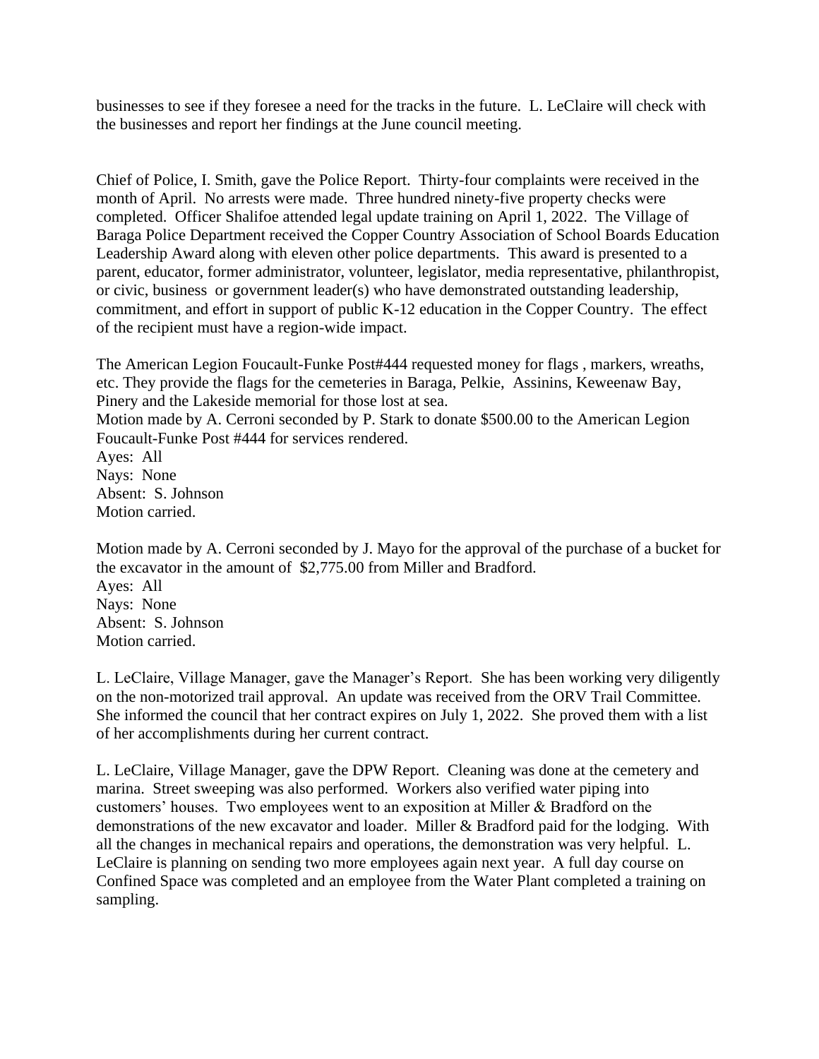businesses to see if they foresee a need for the tracks in the future. L. LeClaire will check with the businesses and report her findings at the June council meeting.

Chief of Police, I. Smith, gave the Police Report. Thirty-four complaints were received in the month of April. No arrests were made. Three hundred ninety-five property checks were completed. Officer Shalifoe attended legal update training on April 1, 2022. The Village of Baraga Police Department received the Copper Country Association of School Boards Education Leadership Award along with eleven other police departments. This award is presented to a parent, educator, former administrator, volunteer, legislator, media representative, philanthropist, or civic, business or government leader(s) who have demonstrated outstanding leadership, commitment, and effort in support of public K-12 education in the Copper Country. The effect of the recipient must have a region-wide impact.

The American Legion Foucault-Funke Post#444 requested money for flags , markers, wreaths, etc. They provide the flags for the cemeteries in Baraga, Pelkie, Assinins, Keweenaw Bay, Pinery and the Lakeside memorial for those lost at sea.
Motion made by A. Cerroni seconded by P. Stark to donate $500.00 to the American Legion Foucault-Funke Post #444 for services rendered.
Ayes: All
Nays: None
Absent: S. Johnson
Motion carried.

Motion made by A. Cerroni seconded by J. Mayo for the approval of the purchase of a bucket for the excavator in the amount of $2,775.00 from Miller and Bradford.
Ayes: All
Nays: None
Absent: S. Johnson
Motion carried.

L. LeClaire, Village Manager, gave the Manager's Report. She has been working very diligently on the non-motorized trail approval. An update was received from the ORV Trail Committee. She informed the council that her contract expires on July 1, 2022. She proved them with a list of her accomplishments during her current contract.

L. LeClaire, Village Manager, gave the DPW Report. Cleaning was done at the cemetery and marina. Street sweeping was also performed. Workers also verified water piping into customers' houses. Two employees went to an exposition at Miller & Bradford on the demonstrations of the new excavator and loader. Miller & Bradford paid for the lodging. With all the changes in mechanical repairs and operations, the demonstration was very helpful. L. LeClaire is planning on sending two more employees again next year. A full day course on Confined Space was completed and an employee from the Water Plant completed a training on sampling.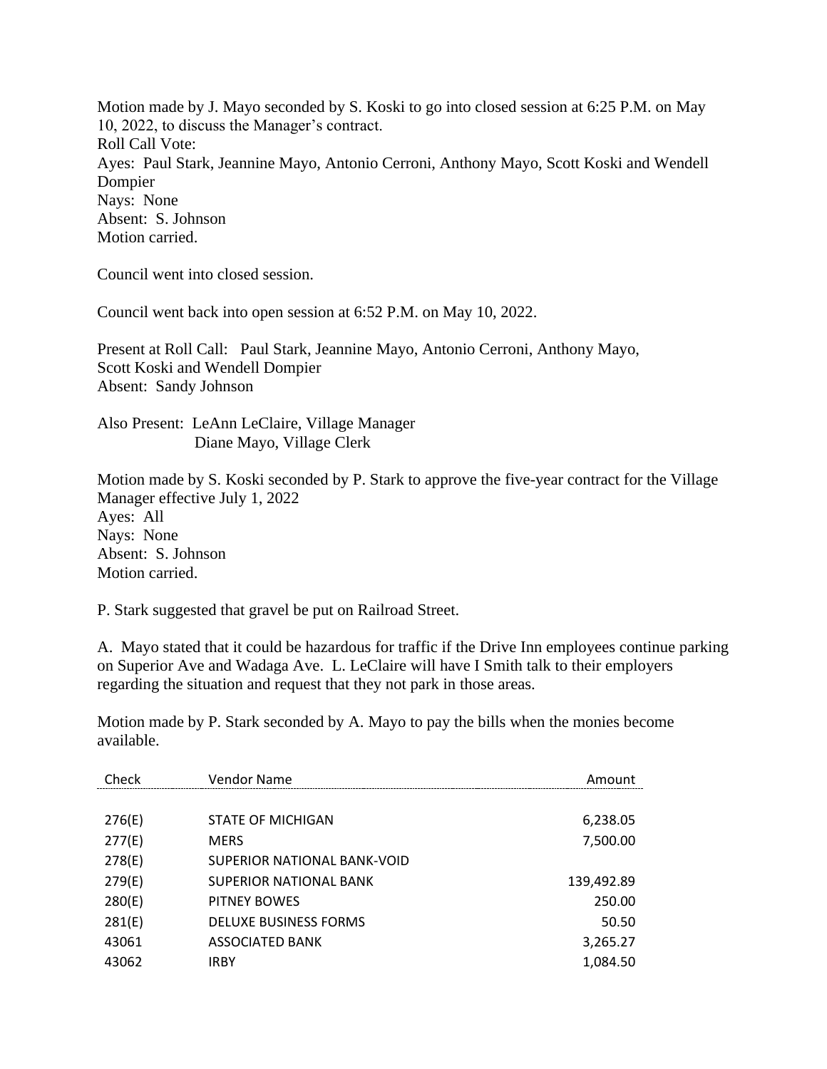Motion made by J. Mayo seconded by S. Koski to go into closed session at 6:25 P.M. on May 10, 2022, to discuss the Manager's contract.
Roll Call Vote:
Ayes: Paul Stark, Jeannine Mayo, Antonio Cerroni, Anthony Mayo, Scott Koski and Wendell Dompier
Nays: None
Absent: S. Johnson
Motion carried.

Council went into closed session.

Council went back into open session at 6:52 P.M. on May 10, 2022.

Present at Roll Call: Paul Stark, Jeannine Mayo, Antonio Cerroni, Anthony Mayo, Scott Koski and Wendell Dompier
Absent: Sandy Johnson

Also Present: LeAnn LeClaire, Village Manager
Diane Mayo, Village Clerk

Motion made by S. Koski seconded by P. Stark to approve the five-year contract for the Village Manager effective July 1, 2022
Ayes: All
Nays: None
Absent: S. Johnson
Motion carried.

P. Stark suggested that gravel be put on Railroad Street.

A. Mayo stated that it could be hazardous for traffic if the Drive Inn employees continue parking on Superior Ave and Wadaga Ave. L. LeClaire will have I Smith talk to their employers regarding the situation and request that they not park in those areas.

Motion made by P. Stark seconded by A. Mayo to pay the bills when the monies become available.

| Check | Vendor Name | Amount |
|---|---|---|
| 276(E) | STATE OF MICHIGAN | 6,238.05 |
| 277(E) | MERS | 7,500.00 |
| 278(E) | SUPERIOR NATIONAL BANK-VOID | |
| 279(E) | SUPERIOR NATIONAL BANK | 139,492.89 |
| 280(E) | PITNEY BOWES | 250.00 |
| 281(E) | DELUXE BUSINESS FORMS | 50.50 |
| 43061 | ASSOCIATED BANK | 3,265.27 |
| 43062 | IRBY | 1,084.50 |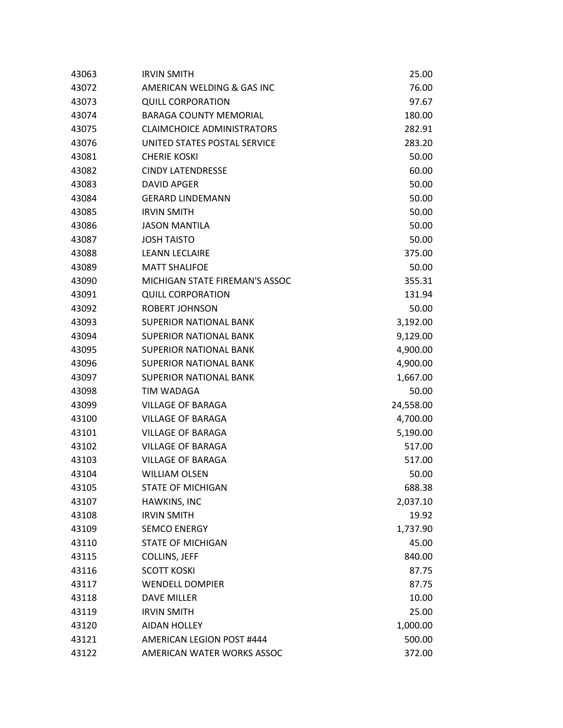| | | |
|---|---|---|
| 43063 | IRVIN SMITH | 25.00 |
| 43072 | AMERICAN WELDING & GAS INC | 76.00 |
| 43073 | QUILL CORPORATION | 97.67 |
| 43074 | BARAGA COUNTY MEMORIAL | 180.00 |
| 43075 | CLAIMCHOICE ADMINISTRATORS | 282.91 |
| 43076 | UNITED STATES POSTAL SERVICE | 283.20 |
| 43081 | CHERIE KOSKI | 50.00 |
| 43082 | CINDY LATENDRESSE | 60.00 |
| 43083 | DAVID APGER | 50.00 |
| 43084 | GERARD LINDEMANN | 50.00 |
| 43085 | IRVIN SMITH | 50.00 |
| 43086 | JASON MANTILA | 50.00 |
| 43087 | JOSH TAISTO | 50.00 |
| 43088 | LEANN LECLAIRE | 375.00 |
| 43089 | MATT SHALIFOE | 50.00 |
| 43090 | MICHIGAN STATE FIREMAN'S ASSOC | 355.31 |
| 43091 | QUILL CORPORATION | 131.94 |
| 43092 | ROBERT JOHNSON | 50.00 |
| 43093 | SUPERIOR NATIONAL BANK | 3,192.00 |
| 43094 | SUPERIOR NATIONAL BANK | 9,129.00 |
| 43095 | SUPERIOR NATIONAL BANK | 4,900.00 |
| 43096 | SUPERIOR NATIONAL BANK | 4,900.00 |
| 43097 | SUPERIOR NATIONAL BANK | 1,667.00 |
| 43098 | TIM WADAGA | 50.00 |
| 43099 | VILLAGE OF BARAGA | 24,558.00 |
| 43100 | VILLAGE OF BARAGA | 4,700.00 |
| 43101 | VILLAGE OF BARAGA | 5,190.00 |
| 43102 | VILLAGE OF BARAGA | 517.00 |
| 43103 | VILLAGE OF BARAGA | 517.00 |
| 43104 | WILLIAM OLSEN | 50.00 |
| 43105 | STATE OF MICHIGAN | 688.38 |
| 43107 | HAWKINS, INC | 2,037.10 |
| 43108 | IRVIN SMITH | 19.92 |
| 43109 | SEMCO ENERGY | 1,737.90 |
| 43110 | STATE OF MICHIGAN | 45.00 |
| 43115 | COLLINS, JEFF | 840.00 |
| 43116 | SCOTT KOSKI | 87.75 |
| 43117 | WENDELL DOMPIER | 87.75 |
| 43118 | DAVE MILLER | 10.00 |
| 43119 | IRVIN SMITH | 25.00 |
| 43120 | AIDAN HOLLEY | 1,000.00 |
| 43121 | AMERICAN LEGION POST #444 | 500.00 |
| 43122 | AMERICAN WATER WORKS ASSOC | 372.00 |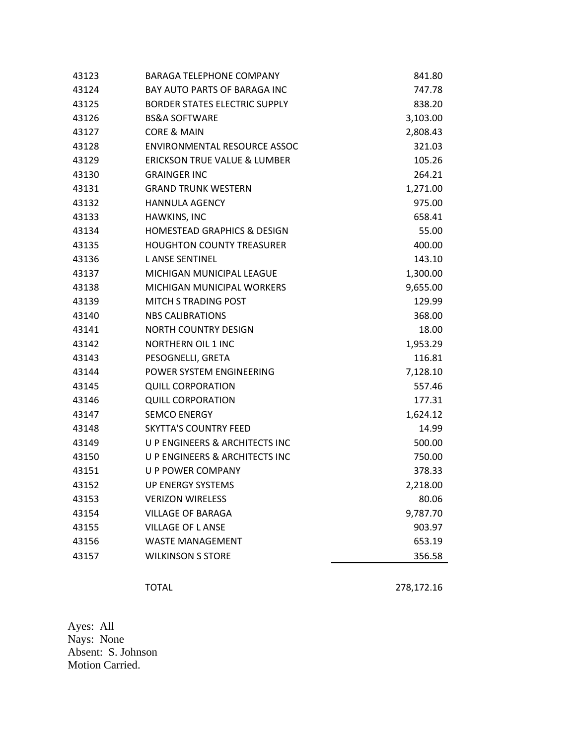| | | |
|---|---|---|
| 43123 | BARAGA TELEPHONE COMPANY | 841.80 |
| 43124 | BAY AUTO PARTS OF BARAGA INC | 747.78 |
| 43125 | BORDER STATES ELECTRIC SUPPLY | 838.20 |
| 43126 | BS&A SOFTWARE | 3,103.00 |
| 43127 | CORE & MAIN | 2,808.43 |
| 43128 | ENVIRONMENTAL RESOURCE ASSOC | 321.03 |
| 43129 | ERICKSON TRUE VALUE & LUMBER | 105.26 |
| 43130 | GRAINGER INC | 264.21 |
| 43131 | GRAND TRUNK WESTERN | 1,271.00 |
| 43132 | HANNULA AGENCY | 975.00 |
| 43133 | HAWKINS, INC | 658.41 |
| 43134 | HOMESTEAD GRAPHICS & DESIGN | 55.00 |
| 43135 | HOUGHTON COUNTY TREASURER | 400.00 |
| 43136 | L ANSE SENTINEL | 143.10 |
| 43137 | MICHIGAN MUNICIPAL LEAGUE | 1,300.00 |
| 43138 | MICHIGAN MUNICIPAL WORKERS | 9,655.00 |
| 43139 | MITCH S TRADING POST | 129.99 |
| 43140 | NBS CALIBRATIONS | 368.00 |
| 43141 | NORTH COUNTRY DESIGN | 18.00 |
| 43142 | NORTHERN OIL 1 INC | 1,953.29 |
| 43143 | PESOGNELLI, GRETA | 116.81 |
| 43144 | POWER SYSTEM ENGINEERING | 7,128.10 |
| 43145 | QUILL CORPORATION | 557.46 |
| 43146 | QUILL CORPORATION | 177.31 |
| 43147 | SEMCO ENERGY | 1,624.12 |
| 43148 | SKYTTA'S COUNTRY FEED | 14.99 |
| 43149 | U P ENGINEERS & ARCHITECTS INC | 500.00 |
| 43150 | U P ENGINEERS & ARCHITECTS INC | 750.00 |
| 43151 | U P POWER COMPANY | 378.33 |
| 43152 | UP ENERGY SYSTEMS | 2,218.00 |
| 43153 | VERIZON WIRELESS | 80.06 |
| 43154 | VILLAGE OF BARAGA | 9,787.70 |
| 43155 | VILLAGE OF L ANSE | 903.97 |
| 43156 | WASTE MANAGEMENT | 653.19 |
| 43157 | WILKINSON S STORE | 356.58 |
| | TOTAL | 278,172.16 |

Ayes: All
Nays: None
Absent: S. Johnson
Motion Carried.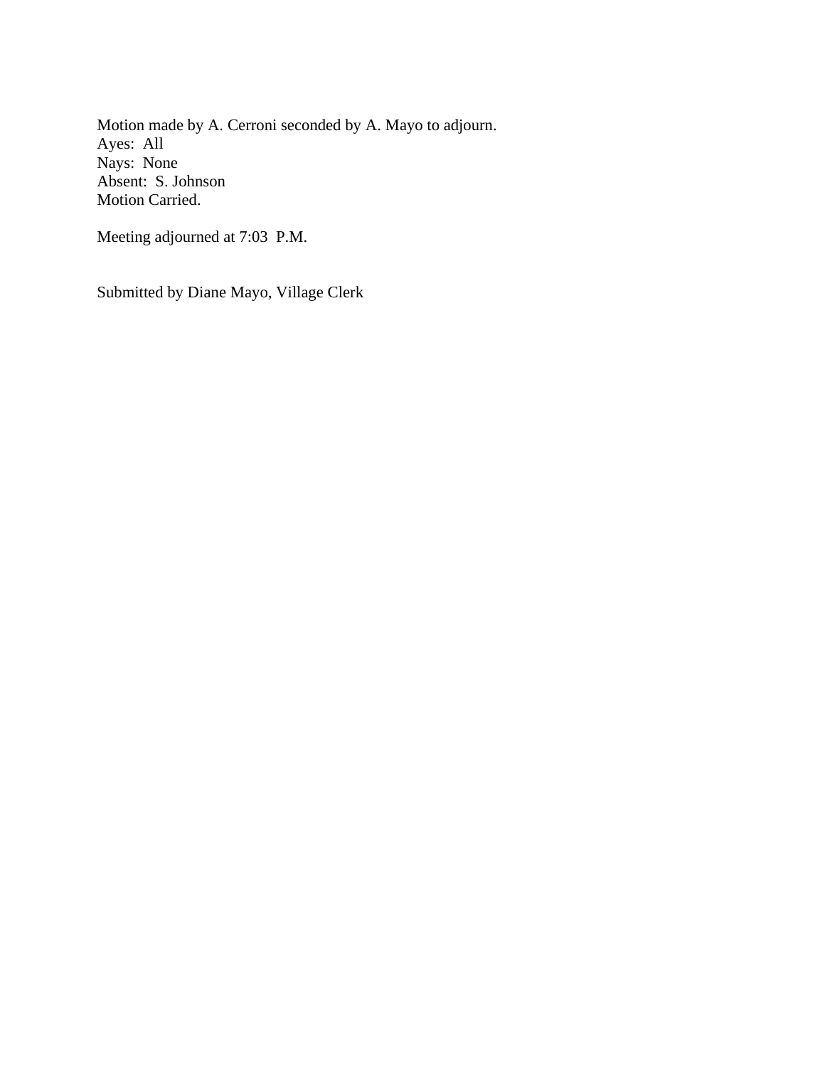Motion made by A. Cerroni seconded by A. Mayo to adjourn.
Ayes: All
Nays: None
Absent: S. Johnson
Motion Carried.

Meeting adjourned at 7:03 P.M.

Submitted by Diane Mayo, Village Clerk